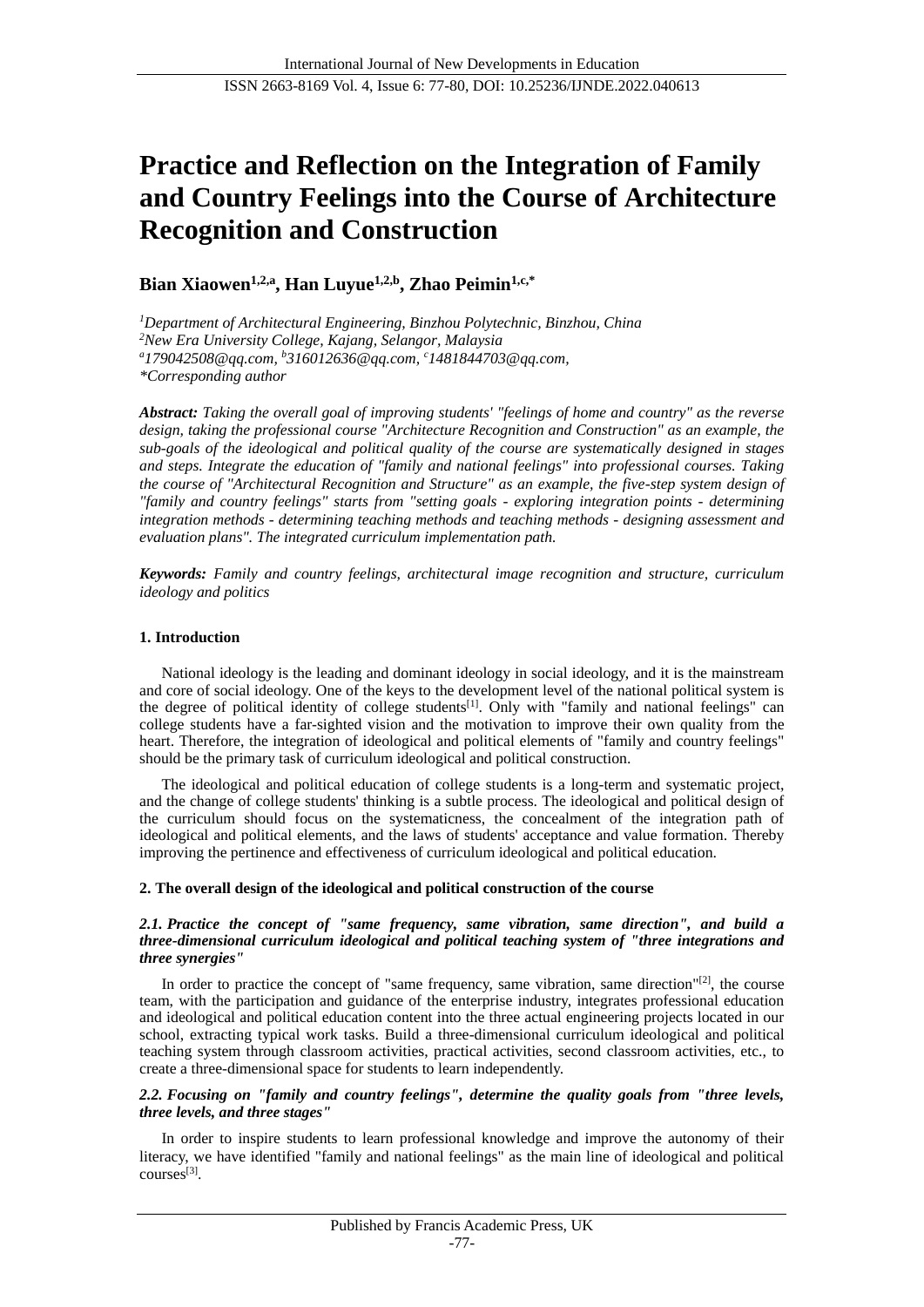# Practice and Reflection on the Integration of Family and Country Feelings into the Course of Architecture Recognition and Construction

**Bian Xiaowen[1,2,a], Han Luyue[1,2,b], Zhao Peimin[1,c,*]**

*[1]Department of Architectural Engineering, Binzhou Polytechnic, Binzhou, China*
*[2]New Era University College, Kajang, Selangor, Malaysia*
*[a]179042508@qq.com, [b]316012636@qq.com, [c]1481844703@qq.com,*
*\*Corresponding author*

***Abstract:*** *Taking the overall goal of improving students' "feelings of home and country" as the reverse design, taking the professional course "Architecture Recognition and Construction" as an example, the sub-goals of the ideological and political quality of the course are systematically designed in stages and steps. Integrate the education of "family and national feelings" into professional courses. Taking the course of "Architectural Recognition and Structure" as an example, the five-step system design of "family and country feelings" starts from "setting goals - exploring integration points - determining integration methods - determining teaching methods and teaching methods - designing assessment and evaluation plans". The integrated curriculum implementation path.*

***Keywords:*** *Family and country feelings, architectural image recognition and structure, curriculum ideology and politics*

## 1. Introduction

National ideology is the leading and dominant ideology in social ideology, and it is the mainstream and core of social ideology. One of the keys to the development level of the national political system is the degree of political identity of college students[1]. Only with "family and national feelings" can college students have a far-sighted vision and the motivation to improve their own quality from the heart. Therefore, the integration of ideological and political elements of "family and country feelings" should be the primary task of curriculum ideological and political construction.

The ideological and political education of college students is a long-term and systematic project, and the change of college students' thinking is a subtle process. The ideological and political design of the curriculum should focus on the systematicness, the concealment of the integration path of ideological and political elements, and the laws of students' acceptance and value formation. Thereby improving the pertinence and effectiveness of curriculum ideological and political education.

## 2. The overall design of the ideological and political construction of the course

### *2.1. Practice the concept of "same frequency, same vibration, same direction", and build a three-dimensional curriculum ideological and political teaching system of "three integrations and three synergies"*

In order to practice the concept of "same frequency, same vibration, same direction"[2], the course team, with the participation and guidance of the enterprise industry, integrates professional education and ideological and political education content into the three actual engineering projects located in our school, extracting typical work tasks. Build a three-dimensional curriculum ideological and political teaching system through classroom activities, practical activities, second classroom activities, etc., to create a three-dimensional space for students to learn independently.

### *2.2. Focusing on "family and country feelings", determine the quality goals from "three levels, three levels, and three stages"*

In order to inspire students to learn professional knowledge and improve the autonomy of their literacy, we have identified "family and national feelings" as the main line of ideological and political courses[3].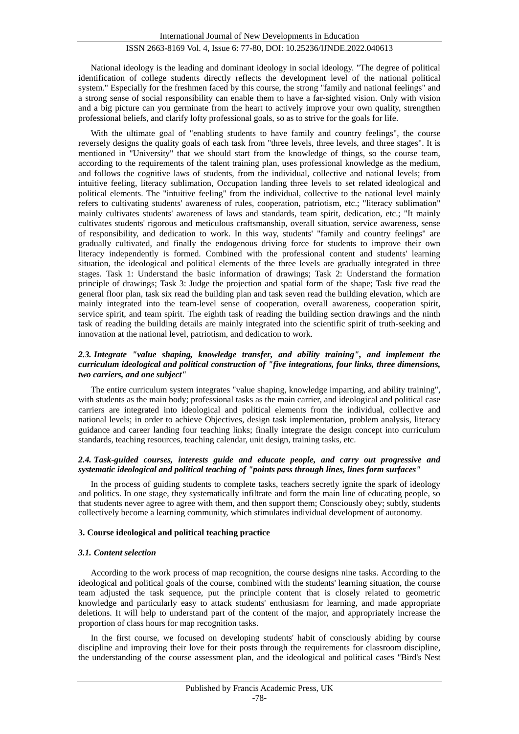National ideology is the leading and dominant ideology in social ideology. "The degree of political identification of college students directly reflects the development level of the national political system." Especially for the freshmen faced by this course, the strong "family and national feelings" and a strong sense of social responsibility can enable them to have a far-sighted vision. Only with vision and a big picture can you germinate from the heart to actively improve your own quality, strengthen professional beliefs, and clarify lofty professional goals, so as to strive for the goals for life.

With the ultimate goal of "enabling students to have family and country feelings", the course reversely designs the quality goals of each task from "three levels, three levels, and three stages". It is mentioned in "University" that we should start from the knowledge of things, so the course team, according to the requirements of the talent training plan, uses professional knowledge as the medium, and follows the cognitive laws of students, from the individual, collective and national levels; from intuitive feeling, literacy sublimation, Occupation landing three levels to set related ideological and political elements. The "intuitive feeling" from the individual, collective to the national level mainly refers to cultivating students' awareness of rules, cooperation, patriotism, etc.; "literacy sublimation" mainly cultivates students' awareness of laws and standards, team spirit, dedication, etc.; "It mainly cultivates students' rigorous and meticulous craftsmanship, overall situation, service awareness, sense of responsibility, and dedication to work. In this way, students' "family and country feelings" are gradually cultivated, and finally the endogenous driving force for students to improve their own literacy independently is formed. Combined with the professional content and students' learning situation, the ideological and political elements of the three levels are gradually integrated in three stages. Task 1: Understand the basic information of drawings; Task 2: Understand the formation principle of drawings; Task 3: Judge the projection and spatial form of the shape; Task five read the general floor plan, task six read the building plan and task seven read the building elevation, which are mainly integrated into the team-level sense of cooperation, overall awareness, cooperation spirit, service spirit, and team spirit. The eighth task of reading the building section drawings and the ninth task of reading the building details are mainly integrated into the scientific spirit of truth-seeking and innovation at the national level, patriotism, and dedication to work.

### *2.3. Integrate "value shaping, knowledge transfer, and ability training", and implement the curriculum ideological and political construction of "five integrations, four links, three dimensions, two carriers, and one subject"*

The entire curriculum system integrates "value shaping, knowledge imparting, and ability training", with students as the main body; professional tasks as the main carrier, and ideological and political case carriers are integrated into ideological and political elements from the individual, collective and national levels; in order to achieve Objectives, design task implementation, problem analysis, literacy guidance and career landing four teaching links; finally integrate the design concept into curriculum standards, teaching resources, teaching calendar, unit design, training tasks, etc.

### *2.4. Task-guided courses, interests guide and educate people, and carry out progressive and systematic ideological and political teaching of "points pass through lines, lines form surfaces"*

In the process of guiding students to complete tasks, teachers secretly ignite the spark of ideology and politics. In one stage, they systematically infiltrate and form the main line of educating people, so that students never agree to agree with them, and then support them; Consciously obey; subtly, students collectively become a learning community, which stimulates individual development of autonomy.

## 3. Course ideological and political teaching practice

### *3.1. Content selection*

According to the work process of map recognition, the course designs nine tasks. According to the ideological and political goals of the course, combined with the students' learning situation, the course team adjusted the task sequence, put the principle content that is closely related to geometric knowledge and particularly easy to attack students' enthusiasm for learning, and made appropriate deletions. It will help to understand part of the content of the major, and appropriately increase the proportion of class hours for map recognition tasks.

In the first course, we focused on developing students' habit of consciously abiding by course discipline and improving their love for their posts through the requirements for classroom discipline, the understanding of the course assessment plan, and the ideological and political cases "Bird's Nest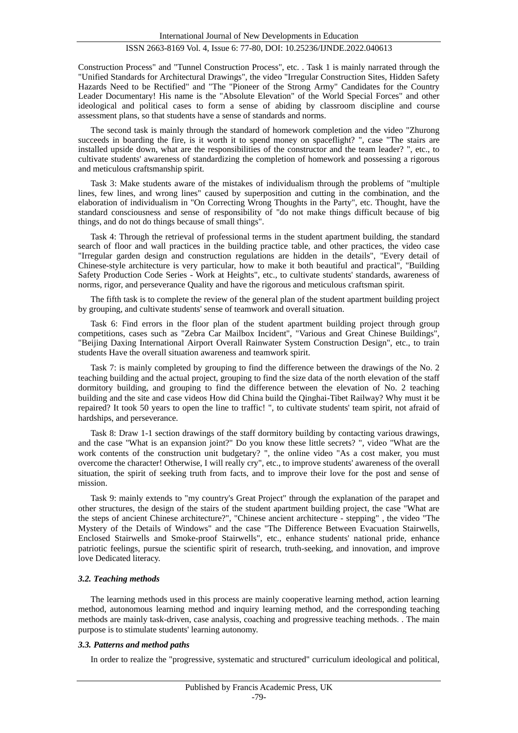Construction Process" and "Tunnel Construction Process", etc. . Task 1 is mainly narrated through the "Unified Standards for Architectural Drawings", the video "Irregular Construction Sites, Hidden Safety Hazards Need to be Rectified" and "The "Pioneer of the Strong Army" Candidates for the Country Leader Documentary! His name is the "Absolute Elevation" of the World Special Forces" and other ideological and political cases to form a sense of abiding by classroom discipline and course assessment plans, so that students have a sense of standards and norms.

The second task is mainly through the standard of homework completion and the video "Zhurong succeeds in boarding the fire, is it worth it to spend money on spaceflight? ", case "The stairs are installed upside down, what are the responsibilities of the constructor and the team leader? ", etc., to cultivate students' awareness of standardizing the completion of homework and possessing a rigorous and meticulous craftsmanship spirit.

Task 3: Make students aware of the mistakes of individualism through the problems of "multiple lines, few lines, and wrong lines" caused by superposition and cutting in the combination, and the elaboration of individualism in "On Correcting Wrong Thoughts in the Party", etc. Thought, have the standard consciousness and sense of responsibility of "do not make things difficult because of big things, and do not do things because of small things".

Task 4: Through the retrieval of professional terms in the student apartment building, the standard search of floor and wall practices in the building practice table, and other practices, the video case "Irregular garden design and construction regulations are hidden in the details", "Every detail of Chinese-style architecture is very particular, how to make it both beautiful and practical", "Building Safety Production Code Series - Work at Heights", etc., to cultivate students' standards, awareness of norms, rigor, and perseverance Quality and have the rigorous and meticulous craftsman spirit.

The fifth task is to complete the review of the general plan of the student apartment building project by grouping, and cultivate students' sense of teamwork and overall situation.

Task 6: Find errors in the floor plan of the student apartment building project through group competitions, cases such as "Zebra Car Mailbox Incident", "Various and Great Chinese Buildings", "Beijing Daxing International Airport Overall Rainwater System Construction Design", etc., to train students Have the overall situation awareness and teamwork spirit.

Task 7: is mainly completed by grouping to find the difference between the drawings of the No. 2 teaching building and the actual project, grouping to find the size data of the north elevation of the staff dormitory building, and grouping to find the difference between the elevation of No. 2 teaching building and the site and case videos How did China build the Qinghai-Tibet Railway? Why must it be repaired? It took 50 years to open the line to traffic! ", to cultivate students' team spirit, not afraid of hardships, and perseverance.

Task 8: Draw 1-1 section drawings of the staff dormitory building by contacting various drawings, and the case "What is an expansion joint?" Do you know these little secrets? ", video "What are the work contents of the construction unit budgetary? ", the online video "As a cost maker, you must overcome the character! Otherwise, I will really cry", etc., to improve students' awareness of the overall situation, the spirit of seeking truth from facts, and to improve their love for the post and sense of mission.

Task 9: mainly extends to "my country's Great Project" through the explanation of the parapet and other structures, the design of the stairs of the student apartment building project, the case "What are the steps of ancient Chinese architecture?", "Chinese ancient architecture - stepping" , the video "The Mystery of the Details of Windows" and the case "The Difference Between Evacuation Stairwells, Enclosed Stairwells and Smoke-proof Stairwells", etc., enhance students' national pride, enhance patriotic feelings, pursue the scientific spirit of research, truth-seeking, and innovation, and improve love Dedicated literacy.

### *3.2. Teaching methods*

The learning methods used in this process are mainly cooperative learning method, action learning method, autonomous learning method and inquiry learning method, and the corresponding teaching methods are mainly task-driven, case analysis, coaching and progressive teaching methods. . The main purpose is to stimulate students' learning autonomy.

### *3.3. Patterns and method paths*

In order to realize the "progressive, systematic and structured" curriculum ideological and political,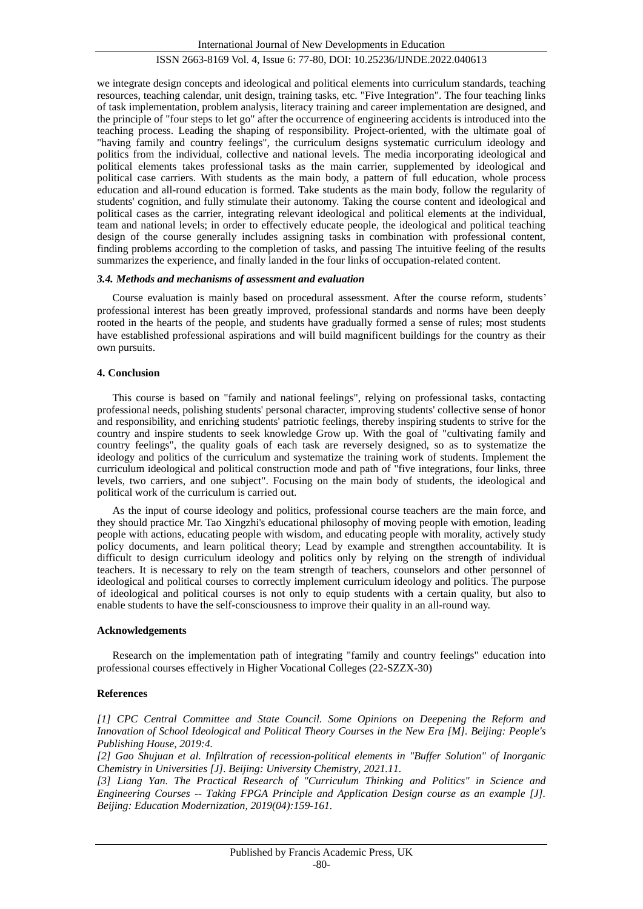we integrate design concepts and ideological and political elements into curriculum standards, teaching resources, teaching calendar, unit design, training tasks, etc. "Five Integration". The four teaching links of task implementation, problem analysis, literacy training and career implementation are designed, and the principle of "four steps to let go" after the occurrence of engineering accidents is introduced into the teaching process. Leading the shaping of responsibility. Project-oriented, with the ultimate goal of "having family and country feelings", the curriculum designs systematic curriculum ideology and politics from the individual, collective and national levels. The media incorporating ideological and political elements takes professional tasks as the main carrier, supplemented by ideological and political case carriers. With students as the main body, a pattern of full education, whole process education and all-round education is formed. Take students as the main body, follow the regularity of students' cognition, and fully stimulate their autonomy. Taking the course content and ideological and political cases as the carrier, integrating relevant ideological and political elements at the individual, team and national levels; in order to effectively educate people, the ideological and political teaching design of the course generally includes assigning tasks in combination with professional content, finding problems according to the completion of tasks, and passing The intuitive feeling of the results summarizes the experience, and finally landed in the four links of occupation-related content.

### *3.4. Methods and mechanisms of assessment and evaluation*

Course evaluation is mainly based on procedural assessment. After the course reform, students' professional interest has been greatly improved, professional standards and norms have been deeply rooted in the hearts of the people, and students have gradually formed a sense of rules; most students have established professional aspirations and will build magnificent buildings for the country as their own pursuits.

## 4. Conclusion

This course is based on "family and national feelings", relying on professional tasks, contacting professional needs, polishing students' personal character, improving students' collective sense of honor and responsibility, and enriching students' patriotic feelings, thereby inspiring students to strive for the country and inspire students to seek knowledge Grow up. With the goal of "cultivating family and country feelings", the quality goals of each task are reversely designed, so as to systematize the ideology and politics of the curriculum and systematize the training work of students. Implement the curriculum ideological and political construction mode and path of "five integrations, four links, three levels, two carriers, and one subject". Focusing on the main body of students, the ideological and political work of the curriculum is carried out.

As the input of course ideology and politics, professional course teachers are the main force, and they should practice Mr. Tao Xingzhi's educational philosophy of moving people with emotion, leading people with actions, educating people with wisdom, and educating people with morality, actively study policy documents, and learn political theory; Lead by example and strengthen accountability. It is difficult to design curriculum ideology and politics only by relying on the strength of individual teachers. It is necessary to rely on the team strength of teachers, counselors and other personnel of ideological and political courses to correctly implement curriculum ideology and politics. The purpose of ideological and political courses is not only to equip students with a certain quality, but also to enable students to have the self-consciousness to improve their quality in an all-round way.

## Acknowledgements

Research on the implementation path of integrating "family and country feelings" education into professional courses effectively in Higher Vocational Colleges (22-SZZX-30)

## References

*[1] CPC Central Committee and State Council. Some Opinions on Deepening the Reform and Innovation of School Ideological and Political Theory Courses in the New Era [M]. Beijing: People's Publishing House, 2019:4.*

*[2] Gao Shujuan et al. Infiltration of recession-political elements in "Buffer Solution" of Inorganic Chemistry in Universities [J]. Beijing: University Chemistry, 2021.11.*

*[3] Liang Yan. The Practical Research of "Curriculum Thinking and Politics" in Science and Engineering Courses -- Taking FPGA Principle and Application Design course as an example [J]. Beijing: Education Modernization, 2019(04):159-161.*